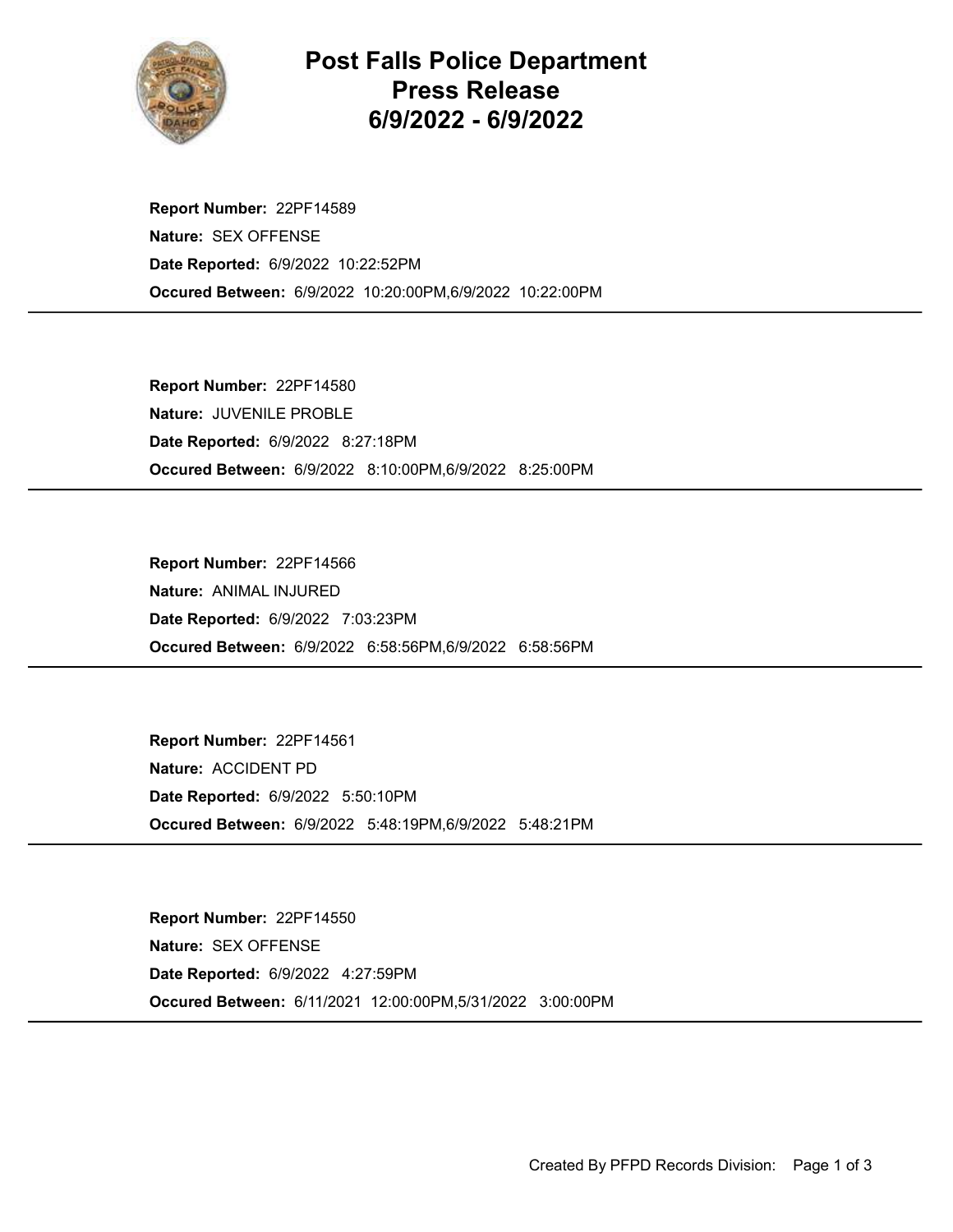# Post Falls Police Department
# Press Release
# 6/9/2022 - 6/9/2022

**Report Number:** 22PF14589
**Nature:** SEX OFFENSE
**Date Reported:** 6/9/2022 10:22:52PM
**Occured Between:** 6/9/2022 10:20:00PM,6/9/2022 10:22:00PM

---

**Report Number:** 22PF14580
**Nature:** JUVENILE PROBLE
**Date Reported:** 6/9/2022 8:27:18PM
**Occured Between:** 6/9/2022 8:10:00PM,6/9/2022 8:25:00PM

---

**Report Number:** 22PF14566
**Nature:** ANIMAL INJURED
**Date Reported:** 6/9/2022 7:03:23PM
**Occured Between:** 6/9/2022 6:58:56PM,6/9/2022 6:58:56PM

---

**Report Number:** 22PF14561
**Nature:** ACCIDENT PD
**Date Reported:** 6/9/2022 5:50:10PM
**Occured Between:** 6/9/2022 5:48:19PM,6/9/2022 5:48:21PM

---

**Report Number:** 22PF14550
**Nature:** SEX OFFENSE
**Date Reported:** 6/9/2022 4:27:59PM
**Occured Between:** 6/11/2021 12:00:00PM,5/31/2022 3:00:00PM

---

Created By PFPD Records Division: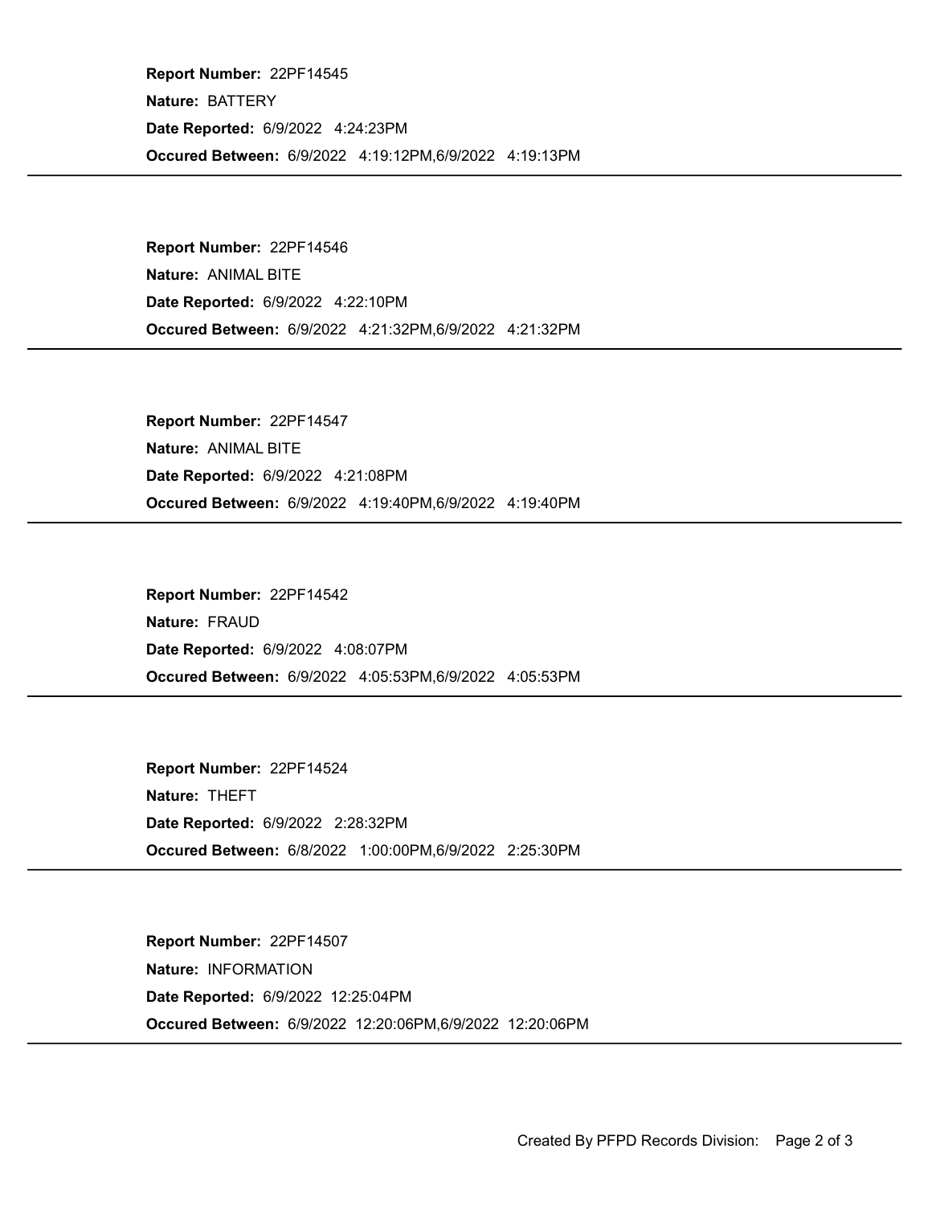**Report Number:** 22PF14545

**Nature:** BATTERY

**Date Reported:** 6/9/2022 4:24:23PM

**Occured Between:** 6/9/2022 4:19:12PM,6/9/2022 4:19:13PM

---

**Report Number:** 22PF14546

**Nature:** ANIMAL BITE

**Date Reported:** 6/9/2022 4:22:10PM

**Occured Between:** 6/9/2022 4:21:32PM,6/9/2022 4:21:32PM

---

**Report Number:** 22PF14547

**Nature:** ANIMAL BITE

**Date Reported:** 6/9/2022 4:21:08PM

**Occured Between:** 6/9/2022 4:19:40PM,6/9/2022 4:19:40PM

---

**Report Number:** 22PF14542

**Nature:** FRAUD

**Date Reported:** 6/9/2022 4:08:07PM

**Occured Between:** 6/9/2022 4:05:53PM,6/9/2022 4:05:53PM

---

**Report Number:** 22PF14524

**Nature:** THEFT

**Date Reported:** 6/9/2022 2:28:32PM

**Occured Between:** 6/8/2022 1:00:00PM,6/9/2022 2:25:30PM

---

**Report Number:** 22PF14507

**Nature:** INFORMATION

**Date Reported:** 6/9/2022 12:25:04PM

**Occured Between:** 6/9/2022 12:20:06PM,6/9/2022 12:20:06PM

---

Created By PFPD Records Division: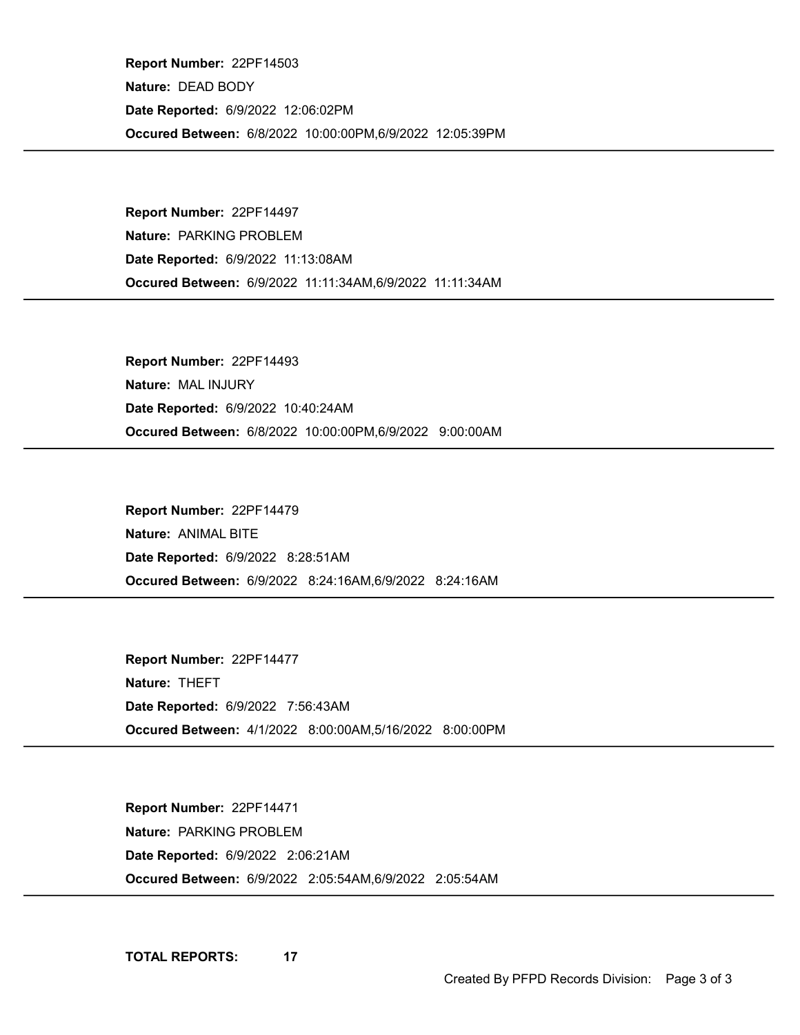**Report Number:** 22PF14503
**Nature:** DEAD BODY
**Date Reported:** 6/9/2022 12:06:02PM
**Occured Between:** 6/8/2022 10:00:00PM,6/9/2022 12:05:39PM

---

**Report Number:** 22PF14497
**Nature:** PARKING PROBLEM
**Date Reported:** 6/9/2022 11:13:08AM
**Occured Between:** 6/9/2022 11:11:34AM,6/9/2022 11:11:34AM

---

**Report Number:** 22PF14493
**Nature:** MAL INJURY
**Date Reported:** 6/9/2022 10:40:24AM
**Occured Between:** 6/8/2022 10:00:00PM,6/9/2022 9:00:00AM

---

**Report Number:** 22PF14479
**Nature:** ANIMAL BITE
**Date Reported:** 6/9/2022 8:28:51AM
**Occured Between:** 6/9/2022 8:24:16AM,6/9/2022 8:24:16AM

---

**Report Number:** 22PF14477
**Nature:** THEFT
**Date Reported:** 6/9/2022 7:56:43AM
**Occured Between:** 4/1/2022 8:00:00AM,5/16/2022 8:00:00PM

---

**Report Number:** 22PF14471
**Nature:** PARKING PROBLEM
**Date Reported:** 6/9/2022 2:06:21AM
**Occured Between:** 6/9/2022 2:05:54AM,6/9/2022 2:05:54AM

---

**TOTAL REPORTS:** **17**

Created By PFPD Records Division: